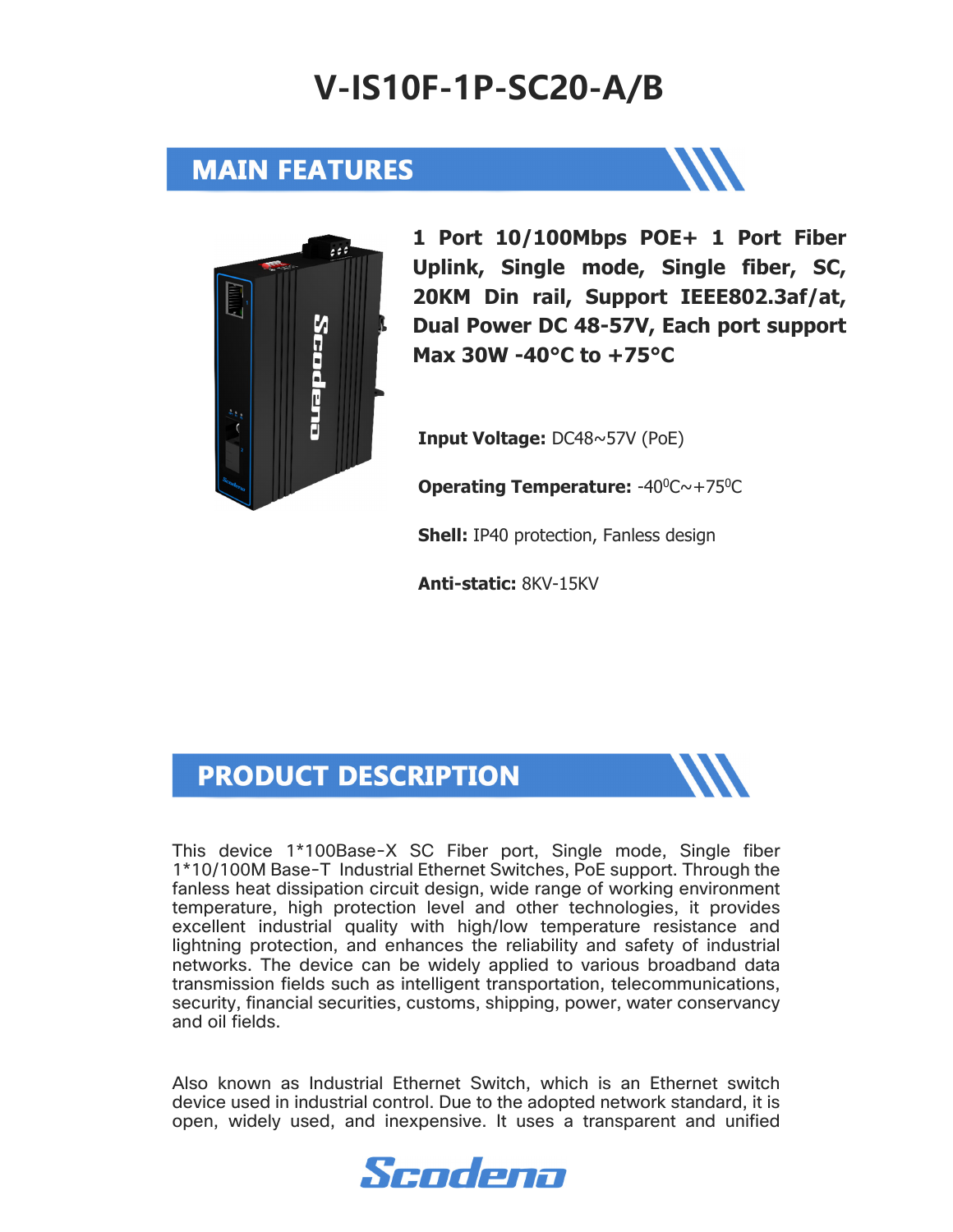# V-IS10F-1P-SC20-A/B

## MAIN FEATURES

**1 Port 10/100Mbps POE+ 1 Port Fiber Uplink, Single mode, Single fiber, SC, 20KM Din rail, Support IEEE802.3af/at, Dual Power DC 48-57V, Each port support Max 30W -40°C to +75°C**

**Input Voltage:** DC48~57V (PoE)

**Operating Temperature:** -40⁰C~+75⁰C

**Shell:** IP40 protection, Fanless design

**Anti-static:** 8KV-15KV

## PRODUCT DESCRIPTION

This device 1*100Base-X SC Fiber port, Single mode, Single fiber 1*10/100M Base-T Industrial Ethernet Switches, PoE support. Through the fanless heat dissipation circuit design, wide range of working environment temperature, high protection level and other technologies, it provides excellent industrial quality with high/low temperature resistance and lightning protection, and enhances the reliability and safety of industrial networks. The device can be widely applied to various broadband data transmission fields such as intelligent transportation, telecommunications, security, financial securities, customs, shipping, power, water conservancy and oil fields.

Also known as Industrial Ethernet Switch, which is an Ethernet switch device used in industrial control. Due to the adopted network standard, it is open, widely used, and inexpensive. It uses a transparent and unified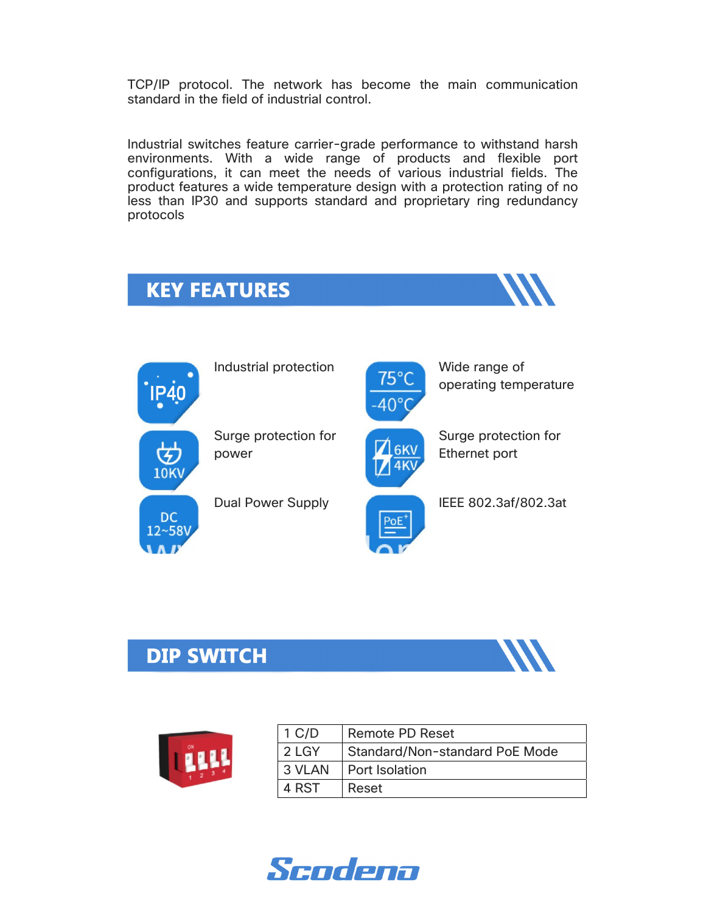TCP/IP protocol. The network has become the main communication standard in the field of industrial control.

Industrial switches feature carrier-grade performance to withstand harsh environments. With a wide range of products and flexible port configurations, it can meet the needs of various industrial fields. The product features a wide temperature design with a protection rating of no less than IP30 and supports standard and proprietary ring redundancy protocols

## KEY FEATURES

- Industrial protection
- Wide range of operating temperature
- Surge protection for power
- Surge protection for Ethernet port
- Dual Power Supply
- IEEE 802.3af/802.3at

## DIP SWITCH

| | |
|---|---|
| 1 C/D | Remote PD Reset |
| 2 LGY | Standard/Non-standard PoE Mode |
| 3 VLAN | Port Isolation |
| 4 RST | Reset |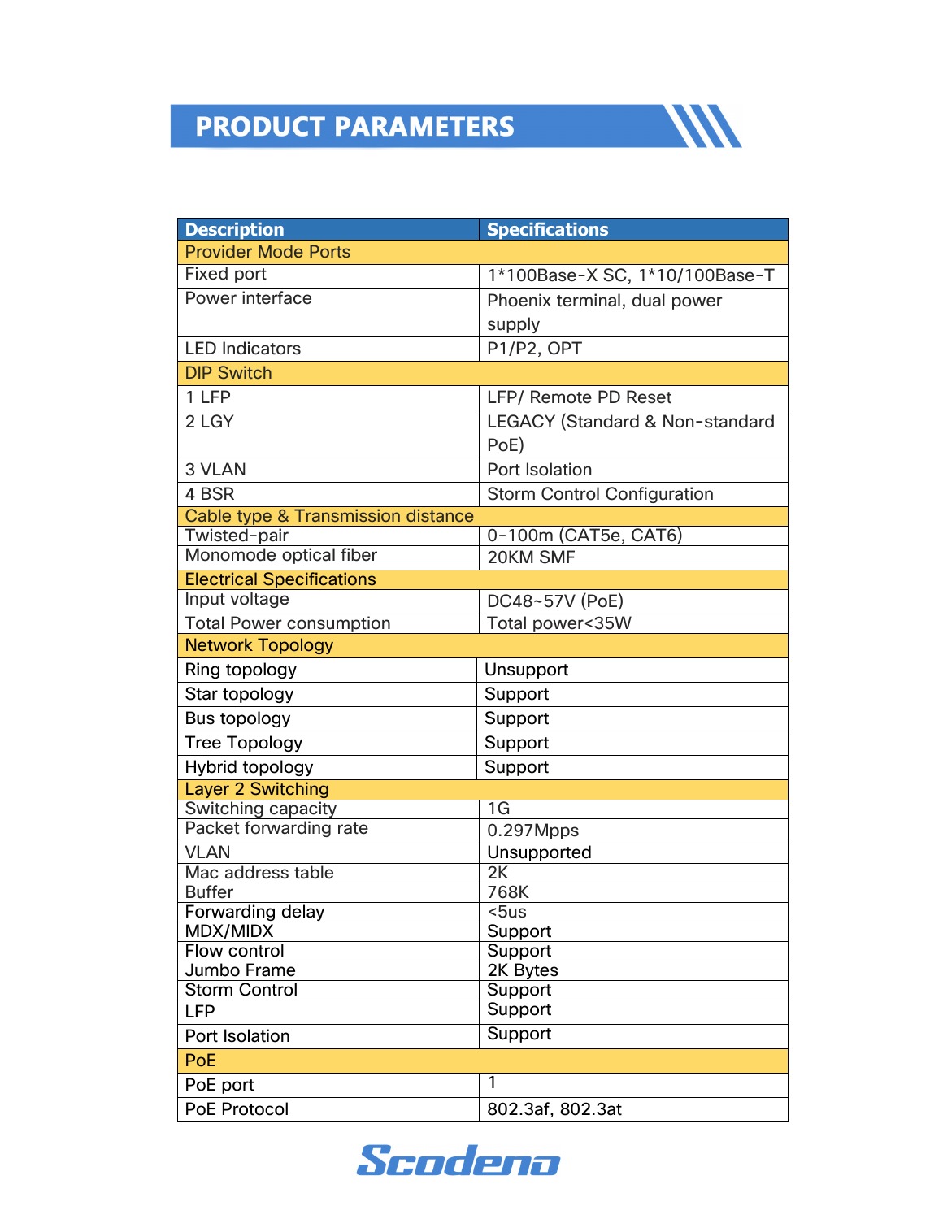## PRODUCT PARAMETERS

| Description | Specifications |
|---|---|
| **Provider Mode Ports** | |
| Fixed port | 1*100Base-X SC, 1*10/100Base-T |
| Power interface | Phoenix terminal, dual power supply |
| LED Indicators | P1/P2, OPT |
| **DIP Switch** | |
| 1 LFP | LFP/ Remote PD Reset |
| 2 LGY | LEGACY (Standard & Non-standard PoE) |
| 3 VLAN | Port Isolation |
| 4 BSR | Storm Control Configuration |
| **Cable type & Transmission distance** | |
| Twisted-pair | 0-100m (CAT5e, CAT6) |
| Monomode optical fiber | 20KM SMF |
| **Electrical Specifications** | |
| Input voltage | DC48~57V (PoE) |
| Total Power consumption | Total power<35W |
| **Network Topology** | |
| Ring topology | Unsupport |
| Star topology | Support |
| Bus topology | Support |
| Tree Topology | Support |
| Hybrid topology | Support |
| **Layer 2 Switching** | |
| Switching capacity | 1G |
| Packet forwarding rate | 0.297Mpps |
| VLAN | Unsupported |
| Mac address table | 2K |
| Buffer | 768K |
| Forwarding delay | <5us |
| MDX/MIDX | Support |
| Flow control | Support |
| Jumbo Frame | 2K Bytes |
| Storm Control | Support |
| LFP | Support |
| Port Isolation | Support |
| **PoE** | |
| PoE port | 1 |
| PoE Protocol | 802.3af, 802.3at |

Scodeno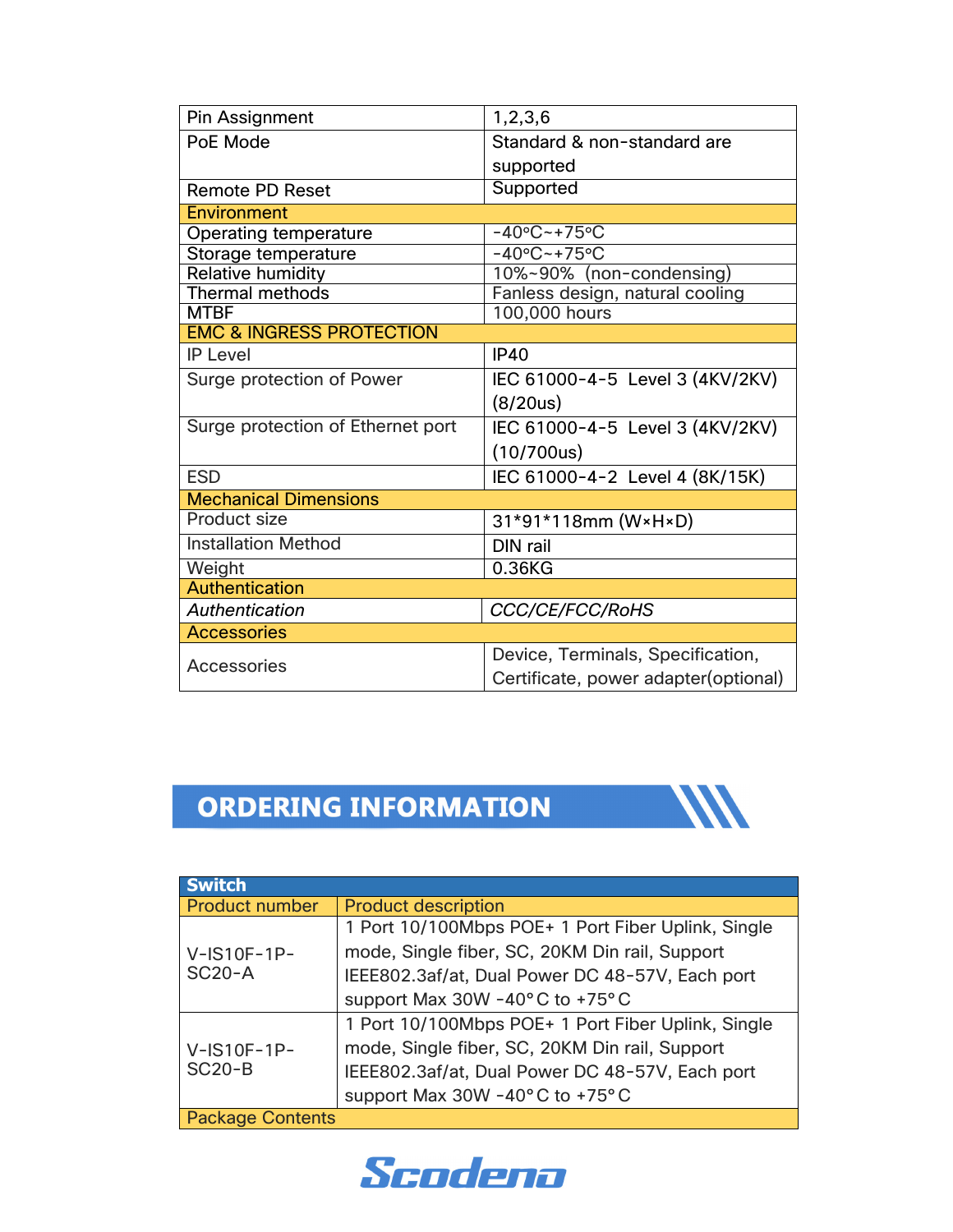| | |
|---|---|
| Pin Assignment | 1,2,3,6 |
| PoE Mode | Standard & non-standard are supported |
| Remote PD Reset | Supported |
| **Environment** | |
| Operating temperature | -40°C~+75°C |
| Storage temperature | -40°C~+75°C |
| Relative humidity | 10%~90% (non-condensing) |
| Thermal methods | Fanless design, natural cooling |
| MTBF | 100,000 hours |
| **EMC & INGRESS PROTECTION** | |
| IP Level | IP40 |
| Surge protection of Power | IEC 61000-4-5 Level 3 (4KV/2KV) (8/20us) |
| Surge protection of Ethernet port | IEC 61000-4-5 Level 3 (4KV/2KV) (10/700us) |
| ESD | IEC 61000-4-2 Level 4 (8K/15K) |
| **Mechanical Dimensions** | |
| Product size | 31*91*118mm (W×H×D) |
| Installation Method | DIN rail |
| Weight | 0.36KG |
| **Authentication** | |
| *Authentication* | *CCC/CE/FCC/RoHS* |
| **Accessories** | |
| Accessories | Device, Terminals, Specification, Certificate, power adapter(optional) |

## ORDERING INFORMATION

| **Switch** | |
|---|---|
| Product number | Product description |
| V-IS10F-1P-SC20-A | 1 Port 10/100Mbps POE+ 1 Port Fiber Uplink, Single mode, Single fiber, SC, 20KM Din rail, Support IEEE802.3af/at, Dual Power DC 48-57V, Each port support Max 30W -40° C to +75° C |
| V-IS10F-1P-SC20-B | 1 Port 10/100Mbps POE+ 1 Port Fiber Uplink, Single mode, Single fiber, SC, 20KM Din rail, Support IEEE802.3af/at, Dual Power DC 48-57V, Each port support Max 30W -40° C to +75° C |
| Package Contents | |

Scodena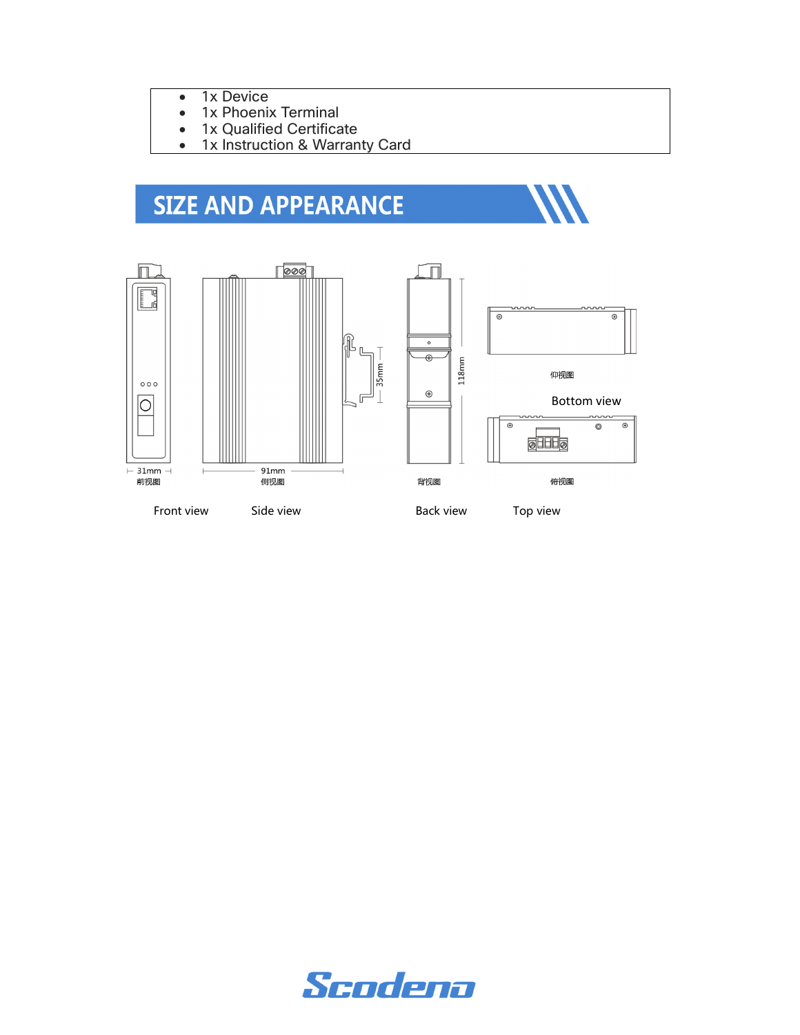- 1x Device
- 1x Phoenix Terminal
- 1x Qualified Certificate
- 1x Instruction & Warranty Card

## SIZE AND APPEARANCE

31mm
前视图

91mm
侧视图

35mm

118mm
背视图

仰视图

Bottom view

俯视图

Front view

Side view

Back view

Top view